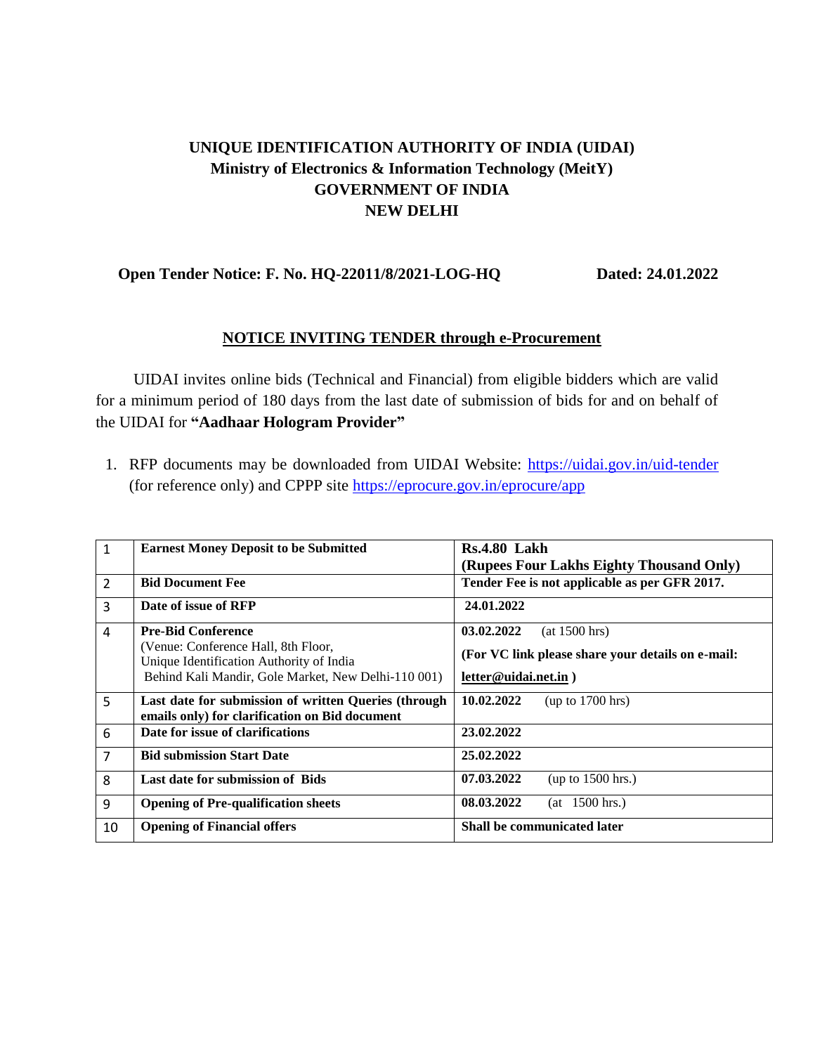# UNIQUE IDENTIFICATION AUTHORITY OF INDIA (UIDAI)
## Ministry of Electronics & Information Technology (MeitY)
## GOVERNMENT OF INDIA
## NEW DELHI

**Open Tender Notice: F. No. HQ-22011/8/2021-LOG-HQ** **Dated: 24.01.2022**

**NOTICE INVITING TENDER through e-Procurement**

UIDAI invites online bids (Technical and Financial) from eligible bidders which are valid for a minimum period of 180 days from the last date of submission of bids for and on behalf of the UIDAI for **"Aadhaar Hologram Provider"**

1. RFP documents may be downloaded from UIDAI Website: https://uidai.gov.in/uid-tender (for reference only) and CPPP site https://eprocure.gov.in/eprocure/app

| | | |
|---|---|---|
| 1 | **Earnest Money Deposit to be Submitted** | **Rs.4.80 Lakh (Rupees Four Lakhs Eighty Thousand Only)** |
| 2 | **Bid Document Fee** | **Tender Fee is not applicable as per GFR 2017.** |
| 3 | **Date of issue of RFP** | **24.01.2022** |
| 4 | **Pre-Bid Conference** (Venue: Conference Hall, 8th Floor, Unique Identification Authority of India Behind Kali Mandir, Gole Market, New Delhi-110 001) | **03.02.2022** (at 1500 hrs) **(For VC link please share your details on e-mail: letter@uidai.net.in )** |
| 5 | **Last date for submission of written Queries (through emails only) for clarification on Bid document** | **10.02.2022** (up to 1700 hrs) |
| 6 | **Date for issue of clarifications** | **23.02.2022** |
| 7 | **Bid submission Start Date** | **25.02.2022** |
| 8 | **Last date for submission of Bids** | **07.03.2022** (up to 1500 hrs.) |
| 9 | **Opening of Pre-qualification sheets** | **08.03.2022** (at 1500 hrs.) |
| 10 | **Opening of Financial offers** | **Shall be communicated later** |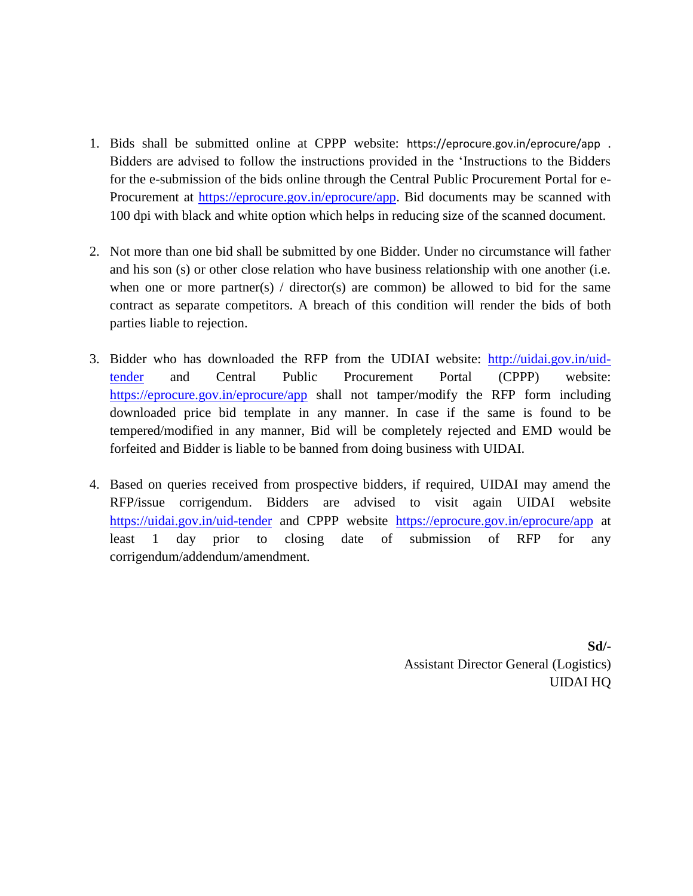1. Bids shall be submitted online at CPPP website: https://eprocure.gov.in/eprocure/app . Bidders are advised to follow the instructions provided in the 'Instructions to the Bidders for the e-submission of the bids online through the Central Public Procurement Portal for e-Procurement at https://eprocure.gov.in/eprocure/app. Bid documents may be scanned with 100 dpi with black and white option which helps in reducing size of the scanned document.

2. Not more than one bid shall be submitted by one Bidder. Under no circumstance will father and his son (s) or other close relation who have business relationship with one another (i.e. when one or more partner(s) / director(s) are common) be allowed to bid for the same contract as separate competitors. A breach of this condition will render the bids of both parties liable to rejection.

3. Bidder who has downloaded the RFP from the UDIAI website: http://uidai.gov.in/uid-tender and Central Public Procurement Portal (CPPP) website: https://eprocure.gov.in/eprocure/app shall not tamper/modify the RFP form including downloaded price bid template in any manner. In case if the same is found to be tempered/modified in any manner, Bid will be completely rejected and EMD would be forfeited and Bidder is liable to be banned from doing business with UIDAI.

4. Based on queries received from prospective bidders, if required, UIDAI may amend the RFP/issue corrigendum. Bidders are advised to visit again UIDAI website https://uidai.gov.in/uid-tender and CPPP website https://eprocure.gov.in/eprocure/app at least 1 day prior to closing date of submission of RFP for any corrigendum/addendum/amendment.

**Sd/-**
Assistant Director General (Logistics)
UIDAI HQ